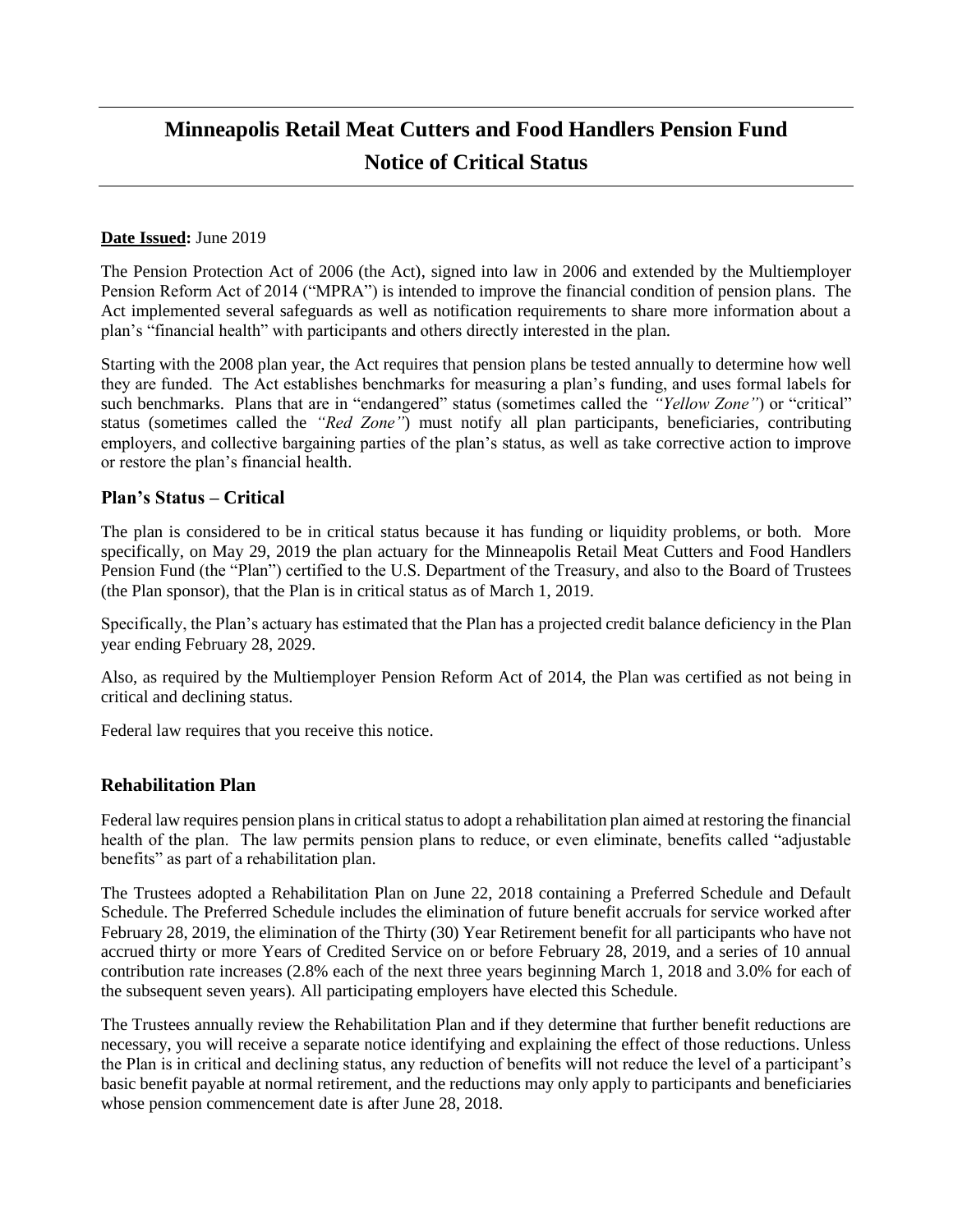# Minneapolis Retail Meat Cutters and Food Handlers Pension Fund
# Notice of Critical Status

**Date Issued:** June 2019

The Pension Protection Act of 2006 (the Act), signed into law in 2006 and extended by the Multiemployer Pension Reform Act of 2014 ("MPRA") is intended to improve the financial condition of pension plans. The Act implemented several safeguards as well as notification requirements to share more information about a plan's "financial health" with participants and others directly interested in the plan.

Starting with the 2008 plan year, the Act requires that pension plans be tested annually to determine how well they are funded. The Act establishes benchmarks for measuring a plan's funding, and uses formal labels for such benchmarks. Plans that are in "endangered" status (sometimes called the *"Yellow Zone"*) or "critical" status (sometimes called the *"Red Zone"*) must notify all plan participants, beneficiaries, contributing employers, and collective bargaining parties of the plan's status, as well as take corrective action to improve or restore the plan's financial health.

## Plan's Status – Critical

The plan is considered to be in critical status because it has funding or liquidity problems, or both. More specifically, on May 29, 2019 the plan actuary for the Minneapolis Retail Meat Cutters and Food Handlers Pension Fund (the "Plan") certified to the U.S. Department of the Treasury, and also to the Board of Trustees (the Plan sponsor), that the Plan is in critical status as of March 1, 2019.

Specifically, the Plan's actuary has estimated that the Plan has a projected credit balance deficiency in the Plan year ending February 28, 2029.

Also, as required by the Multiemployer Pension Reform Act of 2014, the Plan was certified as not being in critical and declining status.

Federal law requires that you receive this notice.

## Rehabilitation Plan

Federal law requires pension plans in critical status to adopt a rehabilitation plan aimed at restoring the financial health of the plan. The law permits pension plans to reduce, or even eliminate, benefits called "adjustable benefits" as part of a rehabilitation plan.

The Trustees adopted a Rehabilitation Plan on June 22, 2018 containing a Preferred Schedule and Default Schedule. The Preferred Schedule includes the elimination of future benefit accruals for service worked after February 28, 2019, the elimination of the Thirty (30) Year Retirement benefit for all participants who have not accrued thirty or more Years of Credited Service on or before February 28, 2019, and a series of 10 annual contribution rate increases (2.8% each of the next three years beginning March 1, 2018 and 3.0% for each of the subsequent seven years). All participating employers have elected this Schedule.

The Trustees annually review the Rehabilitation Plan and if they determine that further benefit reductions are necessary, you will receive a separate notice identifying and explaining the effect of those reductions. Unless the Plan is in critical and declining status, any reduction of benefits will not reduce the level of a participant's basic benefit payable at normal retirement, and the reductions may only apply to participants and beneficiaries whose pension commencement date is after June 28, 2018.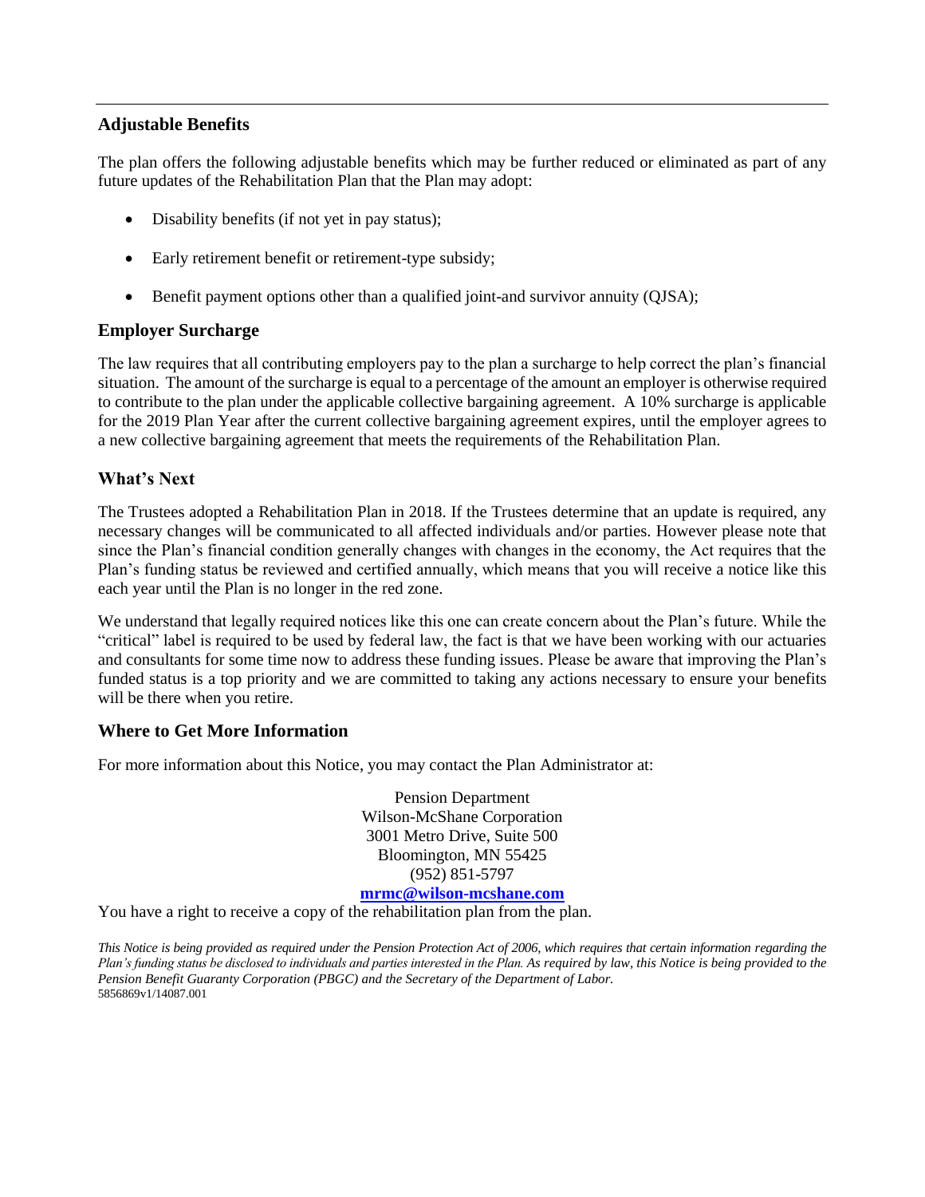## Adjustable Benefits

The plan offers the following adjustable benefits which may be further reduced or eliminated as part of any future updates of the Rehabilitation Plan that the Plan may adopt:

- Disability benefits (if not yet in pay status);
- Early retirement benefit or retirement-type subsidy;
- Benefit payment options other than a qualified joint-and survivor annuity (QJSA);

## Employer Surcharge

The law requires that all contributing employers pay to the plan a surcharge to help correct the plan's financial situation. The amount of the surcharge is equal to a percentage of the amount an employer is otherwise required to contribute to the plan under the applicable collective bargaining agreement. A 10% surcharge is applicable for the 2019 Plan Year after the current collective bargaining agreement expires, until the employer agrees to a new collective bargaining agreement that meets the requirements of the Rehabilitation Plan.

## What's Next

The Trustees adopted a Rehabilitation Plan in 2018. If the Trustees determine that an update is required, any necessary changes will be communicated to all affected individuals and/or parties. However please note that since the Plan's financial condition generally changes with changes in the economy, the Act requires that the Plan's funding status be reviewed and certified annually, which means that you will receive a notice like this each year until the Plan is no longer in the red zone.

We understand that legally required notices like this one can create concern about the Plan's future. While the "critical" label is required to be used by federal law, the fact is that we have been working with our actuaries and consultants for some time now to address these funding issues. Please be aware that improving the Plan's funded status is a top priority and we are committed to taking any actions necessary to ensure your benefits will be there when you retire.

## Where to Get More Information

For more information about this Notice, you may contact the Plan Administrator at:

Pension Department
Wilson-McShane Corporation
3001 Metro Drive, Suite 500
Bloomington, MN 55425
(952) 851-5797
**mrmc@wilson-mcshane.com**

You have a right to receive a copy of the rehabilitation plan from the plan.

*This Notice is being provided as required under the Pension Protection Act of 2006, which requires that certain information regarding the Plan's funding status be disclosed to individuals and parties interested in the Plan. As required by law, this Notice is being provided to the Pension Benefit Guaranty Corporation (PBGC) and the Secretary of the Department of Labor.*

5856869v1/14087.001